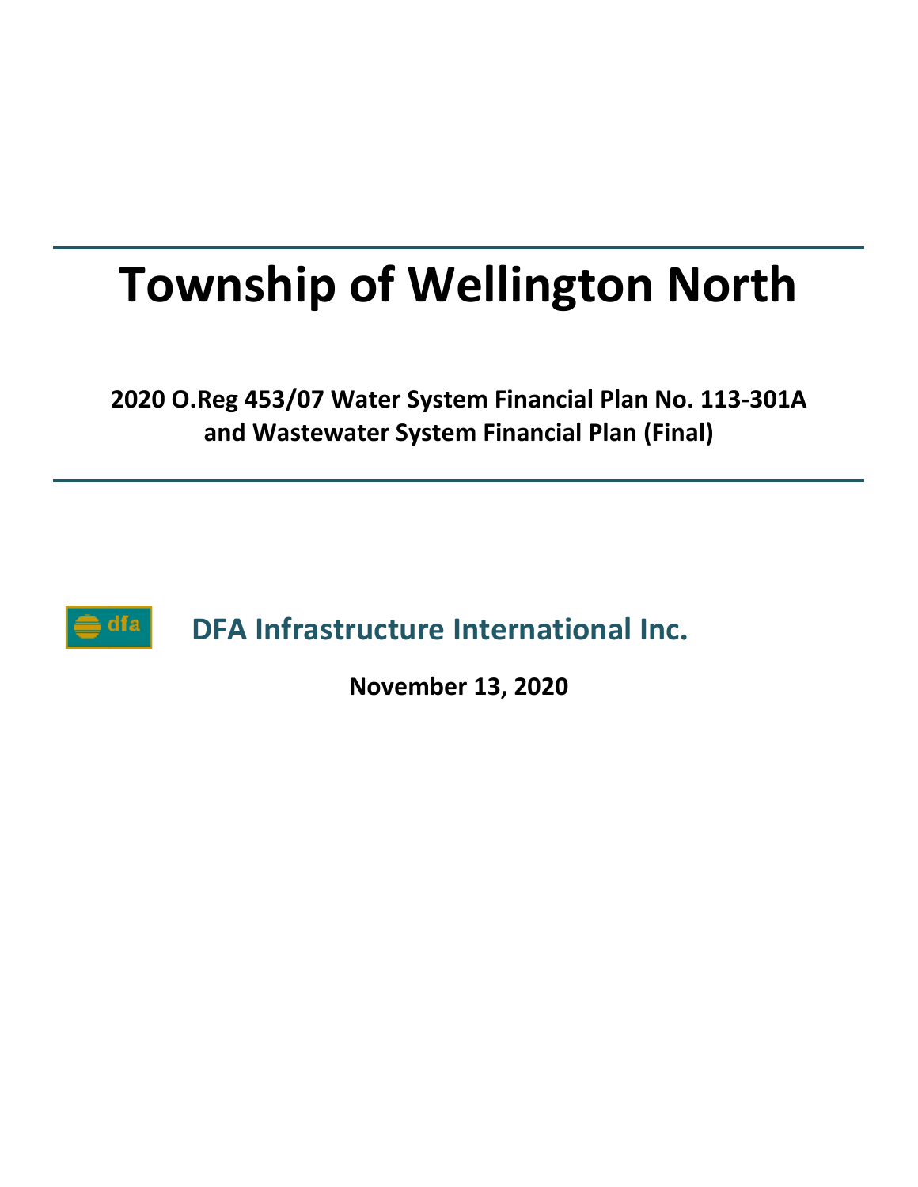# Township of Wellington North

**2020 O.Reg 453/07 Water System Financial Plan No. 113-301A and Wastewater System Financial Plan (Final)**

**DFA Infrastructure International Inc.**

**November 13, 2020**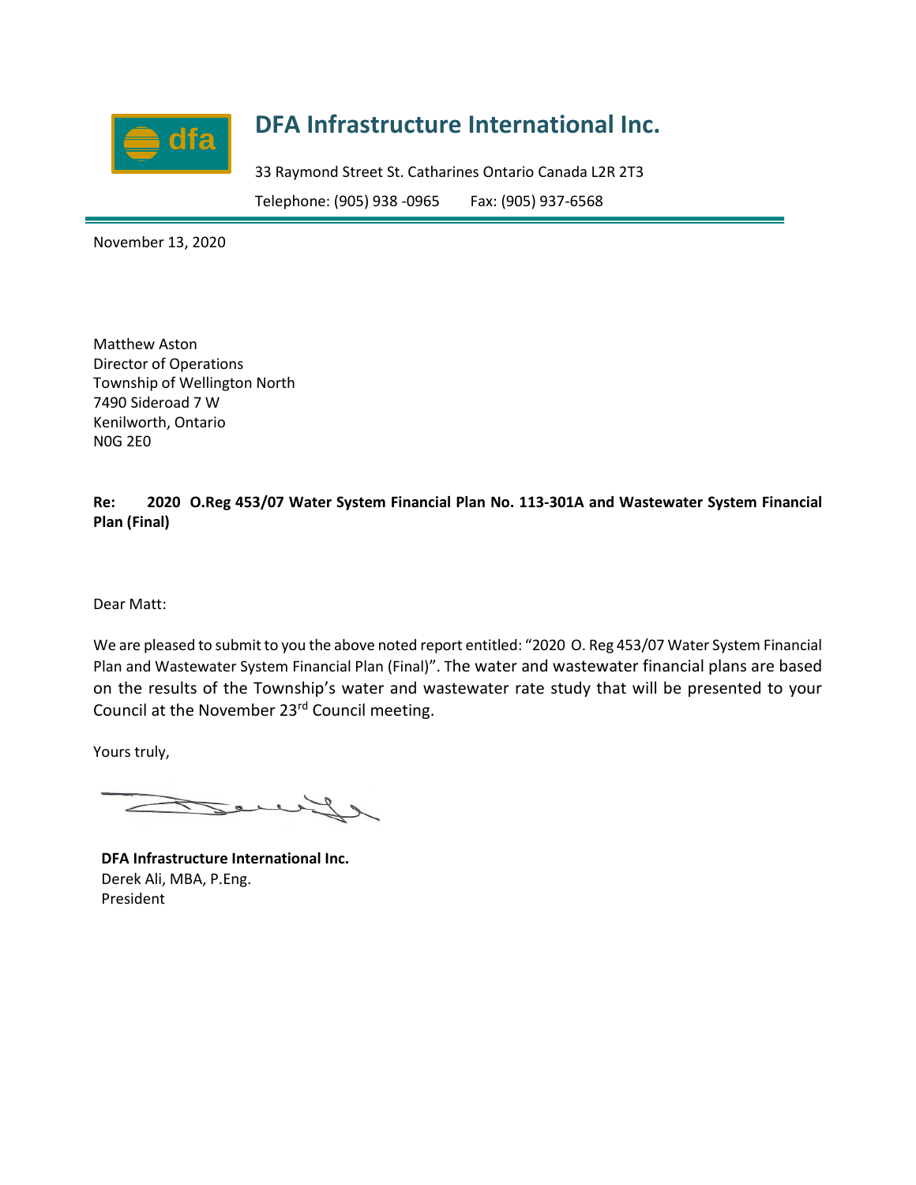# DFA Infrastructure International Inc.

33 Raymond Street St. Catharines Ontario Canada L2R 2T3

Telephone: (905) 938 -0965 Fax: (905) 937-6568

November 13, 2020

Matthew Aston
Director of Operations
Township of Wellington North
7490 Sideroad 7 W
Kenilworth, Ontario
N0G 2E0

**Re: 2020 O.Reg 453/07 Water System Financial Plan No. 113-301A and Wastewater System Financial Plan (Final)**

Dear Matt:

We are pleased to submit to you the above noted report entitled: "2020 O. Reg 453/07 Water System Financial Plan and Wastewater System Financial Plan (Final)". The water and wastewater financial plans are based on the results of the Township's water and wastewater rate study that will be presented to your Council at the November 23rd Council meeting.

Yours truly,

**DFA Infrastructure International Inc.**
Derek Ali, MBA, P.Eng.
President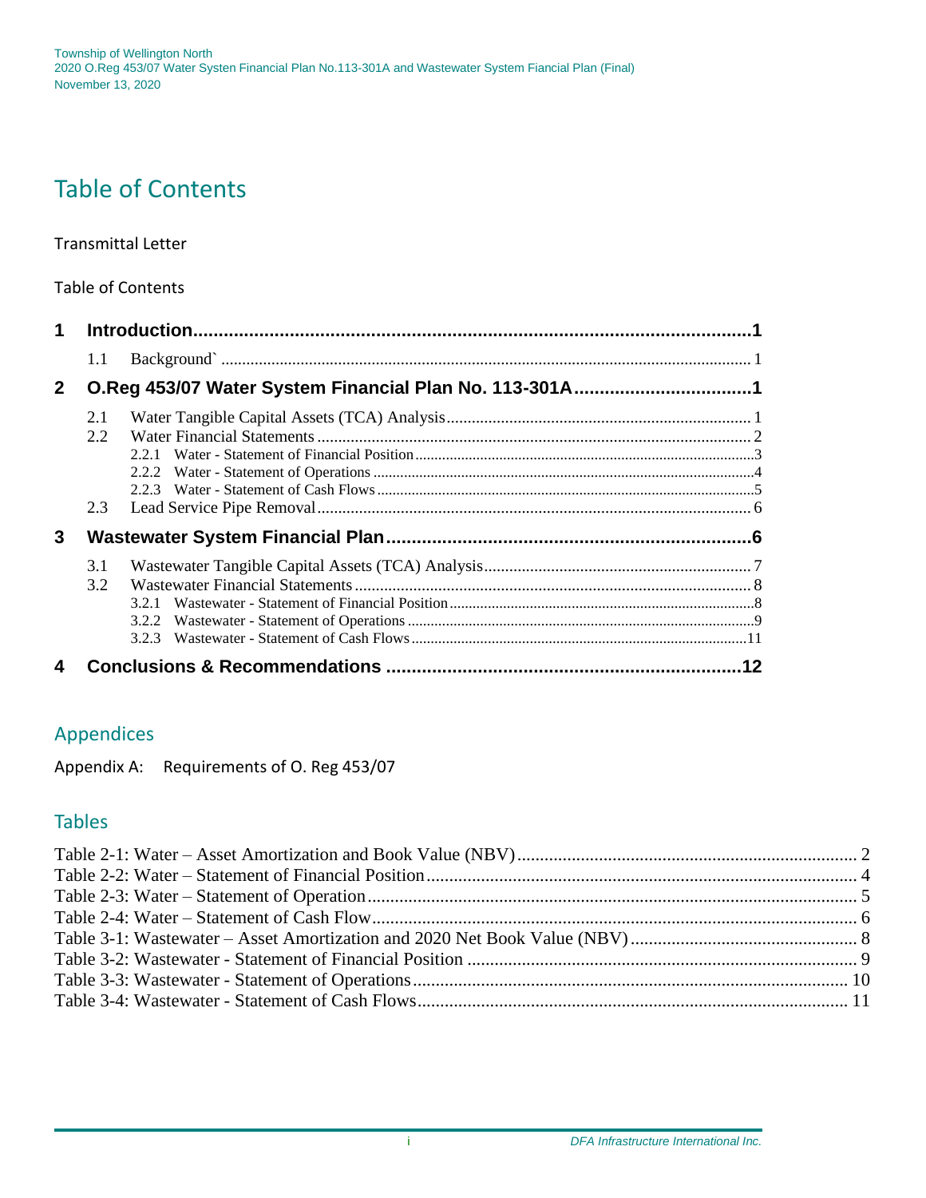# Table of Contents

Transmittal Letter

Table of Contents

**1 Introduction......................................................................................................1**

1.1 Background` ............................................................................................................. 1

**2 O.Reg 453/07 Water System Financial Plan No. 113-301A.....................................1**

2.1 Water Tangible Capital Assets (TCA) Analysis ......................................................... 1

2.2 Water Financial Statements ...................................................................................... 2

2.2.1 Water - Statement of Financial Position ...........................................................3

2.2.2 Water - Statement of Operations ......................................................................4

2.2.3 Water - Statement of Cash Flows .....................................................................5

2.3 Lead Service Pipe Removal....................................................................................... 6

**3 Wastewater System Financial Plan.........................................................................6**

3.1 Wastewater Tangible Capital Assets (TCA) Analysis ................................................ 7

3.2 Wastewater Financial Statements .............................................................................. 8

3.2.1 Wastewater - Statement of Financial Position ...................................................8

3.2.2 Wastewater - Statement of Operations .............................................................9

3.2.3 Wastewater - Statement of Cash Flows ...........................................................11

**4 Conclusions & Recommendations .......................................................................12**

## Appendices

Appendix A: Requirements of O. Reg 453/07

## Tables

Table 2-1: Water – Asset Amortization and Book Value (NBV) ........................................................................ 2

Table 2-2: Water – Statement of Financial Position .............................................................................................. 4

Table 2-3: Water – Statement of Operation ............................................................................................................. 5

Table 2-4: Water – Statement of Cash Flow ............................................................................................................ 6

Table 3-1: Wastewater – Asset Amortization and 2020 Net Book Value (NBV) ............................................. 8

Table 3-2: Wastewater - Statement of Financial Position ...................................................................................... 9

Table 3-3: Wastewater - Statement of Operations ................................................................................................ 10

Table 3-4: Wastewater - Statement of Cash Flows ............................................................................................... 11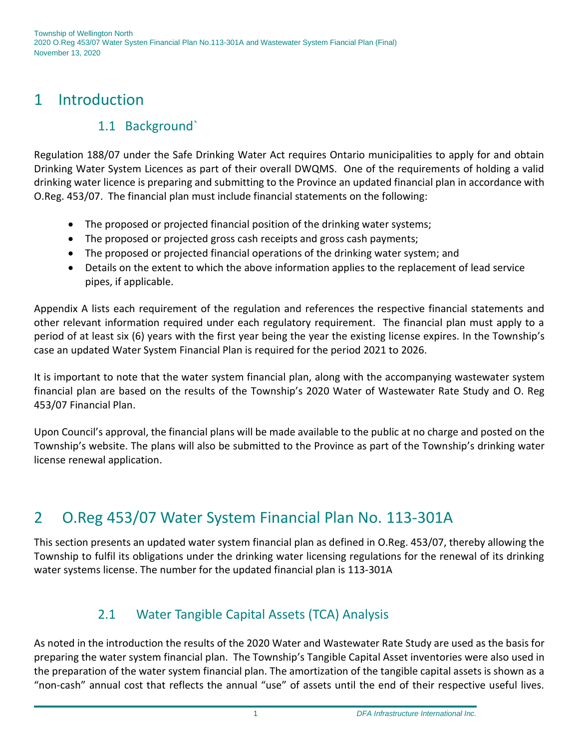# 1 Introduction

## 1.1 Background`

Regulation 188/07 under the Safe Drinking Water Act requires Ontario municipalities to apply for and obtain Drinking Water System Licences as part of their overall DWQMS. One of the requirements of holding a valid drinking water licence is preparing and submitting to the Province an updated financial plan in accordance with O.Reg. 453/07. The financial plan must include financial statements on the following:

- The proposed or projected financial position of the drinking water systems;
- The proposed or projected gross cash receipts and gross cash payments;
- The proposed or projected financial operations of the drinking water system; and
- Details on the extent to which the above information applies to the replacement of lead service pipes, if applicable.

Appendix A lists each requirement of the regulation and references the respective financial statements and other relevant information required under each regulatory requirement. The financial plan must apply to a period of at least six (6) years with the first year being the year the existing license expires. In the Township's case an updated Water System Financial Plan is required for the period 2021 to 2026.

It is important to note that the water system financial plan, along with the accompanying wastewater system financial plan are based on the results of the Township's 2020 Water of Wastewater Rate Study and O. Reg 453/07 Financial Plan.

Upon Council's approval, the financial plans will be made available to the public at no charge and posted on the Township's website. The plans will also be submitted to the Province as part of the Township's drinking water license renewal application.

# 2 O.Reg 453/07 Water System Financial Plan No. 113-301A

This section presents an updated water system financial plan as defined in O.Reg. 453/07, thereby allowing the Township to fulfil its obligations under the drinking water licensing regulations for the renewal of its drinking water systems license. The number for the updated financial plan is 113-301A

## 2.1 Water Tangible Capital Assets (TCA) Analysis

As noted in the introduction the results of the 2020 Water and Wastewater Rate Study are used as the basis for preparing the water system financial plan. The Township's Tangible Capital Asset inventories were also used in the preparation of the water system financial plan. The amortization of the tangible capital assets is shown as a "non-cash" annual cost that reflects the annual "use" of assets until the end of their respective useful lives.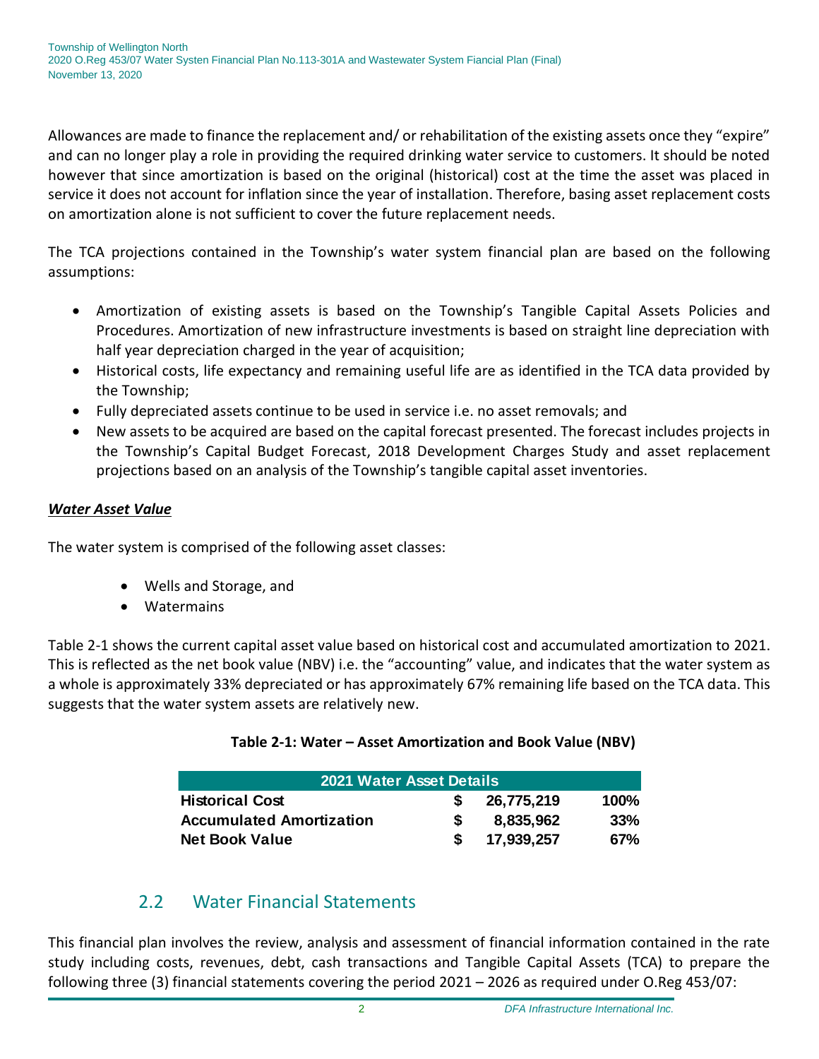Allowances are made to finance the replacement and/ or rehabilitation of the existing assets once they "expire" and can no longer play a role in providing the required drinking water service to customers. It should be noted however that since amortization is based on the original (historical) cost at the time the asset was placed in service it does not account for inflation since the year of installation. Therefore, basing asset replacement costs on amortization alone is not sufficient to cover the future replacement needs.

The TCA projections contained in the Township's water system financial plan are based on the following assumptions:

- Amortization of existing assets is based on the Township's Tangible Capital Assets Policies and Procedures. Amortization of new infrastructure investments is based on straight line depreciation with half year depreciation charged in the year of acquisition;
- Historical costs, life expectancy and remaining useful life are as identified in the TCA data provided by the Township;
- Fully depreciated assets continue to be used in service i.e. no asset removals; and
- New assets to be acquired are based on the capital forecast presented. The forecast includes projects in the Township's Capital Budget Forecast, 2018 Development Charges Study and asset replacement projections based on an analysis of the Township's tangible capital asset inventories.

***<u>Water Asset Value</u>***

The water system is comprised of the following asset classes:

- Wells and Storage, and
- Watermains

Table 2-1 shows the current capital asset value based on historical cost and accumulated amortization to 2021. This is reflected as the net book value (NBV) i.e. the "accounting" value, and indicates that the water system as a whole is approximately 33% depreciated or has approximately 67% remaining life based on the TCA data. This suggests that the water system assets are relatively new.

**Table 2-1: Water – Asset Amortization and Book Value (NBV)**

| 2021 Water Asset Details | | | |
|---|---|---|---|
| **Historical Cost** | **$** | **26,775,219** | **100%** |
| **Accumulated Amortization** | **$** | **8,835,962** | **33%** |
| **Net Book Value** | **$** | **17,939,257** | **67%** |

## 2.2 Water Financial Statements

This financial plan involves the review, analysis and assessment of financial information contained in the rate study including costs, revenues, debt, cash transactions and Tangible Capital Assets (TCA) to prepare the following three (3) financial statements covering the period 2021 – 2026 as required under O.Reg 453/07: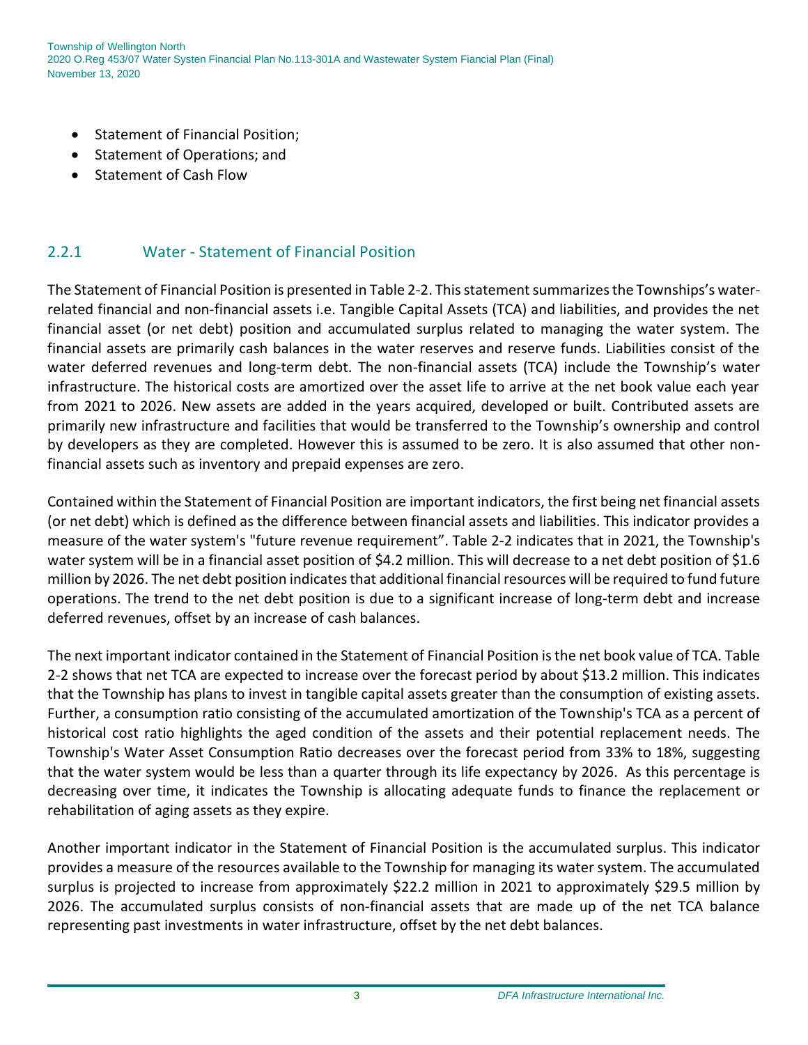- Statement of Financial Position;
- Statement of Operations; and
- Statement of Cash Flow

### 2.2.1 Water - Statement of Financial Position

The Statement of Financial Position is presented in Table 2-2. This statement summarizes the Townships's water-related financial and non-financial assets i.e. Tangible Capital Assets (TCA) and liabilities, and provides the net financial asset (or net debt) position and accumulated surplus related to managing the water system. The financial assets are primarily cash balances in the water reserves and reserve funds. Liabilities consist of the water deferred revenues and long-term debt. The non-financial assets (TCA) include the Township's water infrastructure. The historical costs are amortized over the asset life to arrive at the net book value each year from 2021 to 2026. New assets are added in the years acquired, developed or built. Contributed assets are primarily new infrastructure and facilities that would be transferred to the Township's ownership and control by developers as they are completed. However this is assumed to be zero. It is also assumed that other non-financial assets such as inventory and prepaid expenses are zero.

Contained within the Statement of Financial Position are important indicators, the first being net financial assets (or net debt) which is defined as the difference between financial assets and liabilities. This indicator provides a measure of the water system's "future revenue requirement". Table 2-2 indicates that in 2021, the Township's water system will be in a financial asset position of $4.2 million. This will decrease to a net debt position of $1.6 million by 2026. The net debt position indicates that additional financial resources will be required to fund future operations. The trend to the net debt position is due to a significant increase of long-term debt and increase deferred revenues, offset by an increase of cash balances.

The next important indicator contained in the Statement of Financial Position is the net book value of TCA. Table 2-2 shows that net TCA are expected to increase over the forecast period by about $13.2 million. This indicates that the Township has plans to invest in tangible capital assets greater than the consumption of existing assets. Further, a consumption ratio consisting of the accumulated amortization of the Township's TCA as a percent of historical cost ratio highlights the aged condition of the assets and their potential replacement needs. The Township's Water Asset Consumption Ratio decreases over the forecast period from 33% to 18%, suggesting that the water system would be less than a quarter through its life expectancy by 2026. As this percentage is decreasing over time, it indicates the Township is allocating adequate funds to finance the replacement or rehabilitation of aging assets as they expire.

Another important indicator in the Statement of Financial Position is the accumulated surplus. This indicator provides a measure of the resources available to the Township for managing its water system. The accumulated surplus is projected to increase from approximately $22.2 million in 2021 to approximately $29.5 million by 2026. The accumulated surplus consists of non-financial assets that are made up of the net TCA balance representing past investments in water infrastructure, offset by the net debt balances.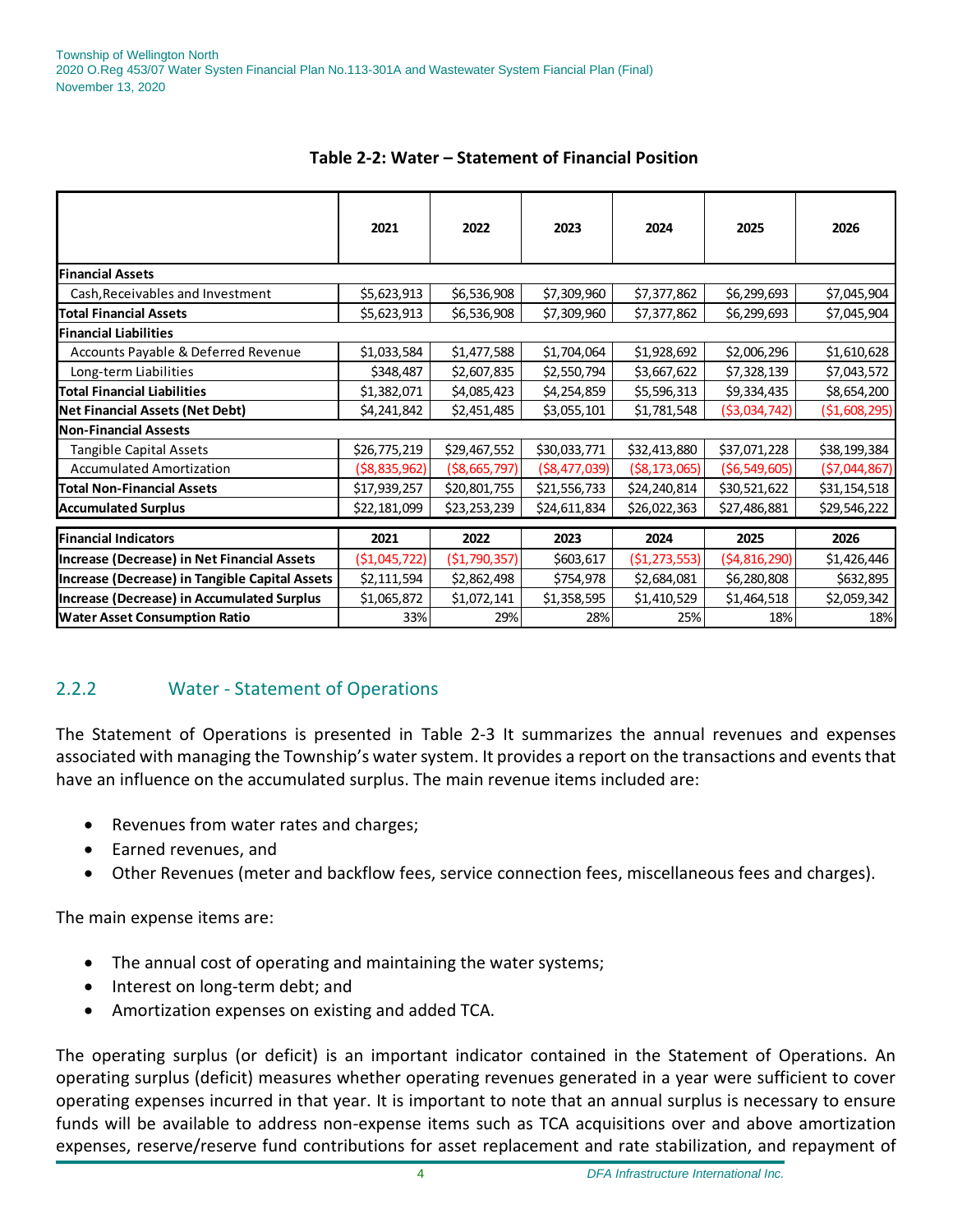**Table 2-2: Water – Statement of Financial Position**

| | 2021 | 2022 | 2023 | 2024 | 2025 | 2026 |
|---|---|---|---|---|---|---|
| **Financial Assets** | | | | | | |
| Cash,Receivables and Investment | $5,623,913 | $6,536,908 | $7,309,960 | $7,377,862 | $6,299,693 | $7,045,904 |
| **Total Financial Assets** | $5,623,913 | $6,536,908 | $7,309,960 | $7,377,862 | $6,299,693 | $7,045,904 |
| **Financial Liabilities** | | | | | | |
| Accounts Payable & Deferred Revenue | $1,033,584 | $1,477,588 | $1,704,064 | $1,928,692 | $2,006,296 | $1,610,628 |
| Long-term Liabilities | $348,487 | $2,607,835 | $2,550,794 | $3,667,622 | $7,328,139 | $7,043,572 |
| **Total Financial Liabilities** | $1,382,071 | $4,085,423 | $4,254,859 | $5,596,313 | $9,334,435 | $8,654,200 |
| **Net Financial Assets (Net Debt)** | $4,241,842 | $2,451,485 | $3,055,101 | $1,781,548 | ($3,034,742) | ($1,608,295) |
| **Non-Financial Assests** | | | | | | |
| Tangible Capital Assets | $26,775,219 | $29,467,552 | $30,033,771 | $32,413,880 | $37,071,228 | $38,199,384 |
| Accumulated Amortization | ($8,835,962) | ($8,665,797) | ($8,477,039) | ($8,173,065) | ($6,549,605) | ($7,044,867) |
| **Total Non-Financial Assets** | $17,939,257 | $20,801,755 | $21,556,733 | $24,240,814 | $30,521,622 | $31,154,518 |
| **Accumulated Surplus** | $22,181,099 | $23,253,239 | $24,611,834 | $26,022,363 | $27,486,881 | $29,546,222 |
| **Financial Indicators** | **2021** | **2022** | **2023** | **2024** | **2025** | **2026** |
| **Increase (Decrease) in Net Financial Assets** | ($1,045,722) | ($1,790,357) | $603,617 | ($1,273,553) | ($4,816,290) | $1,426,446 |
| **Increase (Decrease) in Tangible Capital Assets** | $2,111,594 | $2,862,498 | $754,978 | $2,684,081 | $6,280,808 | $632,895 |
| **Increase (Decrease) in Accumulated Surplus** | $1,065,872 | $1,072,141 | $1,358,595 | $1,410,529 | $1,464,518 | $2,059,342 |
| **Water Asset Consumption Ratio** | 33% | 29% | 28% | 25% | 18% | 18% |

### 2.2.2 Water - Statement of Operations

The Statement of Operations is presented in Table 2-3 It summarizes the annual revenues and expenses associated with managing the Township's water system. It provides a report on the transactions and events that have an influence on the accumulated surplus. The main revenue items included are:

- Revenues from water rates and charges;
- Earned revenues, and
- Other Revenues (meter and backflow fees, service connection fees, miscellaneous fees and charges).

The main expense items are:

- The annual cost of operating and maintaining the water systems;
- Interest on long-term debt; and
- Amortization expenses on existing and added TCA.

The operating surplus (or deficit) is an important indicator contained in the Statement of Operations. An operating surplus (deficit) measures whether operating revenues generated in a year were sufficient to cover operating expenses incurred in that year. It is important to note that an annual surplus is necessary to ensure funds will be available to address non-expense items such as TCA acquisitions over and above amortization expenses, reserve/reserve fund contributions for asset replacement and rate stabilization, and repayment of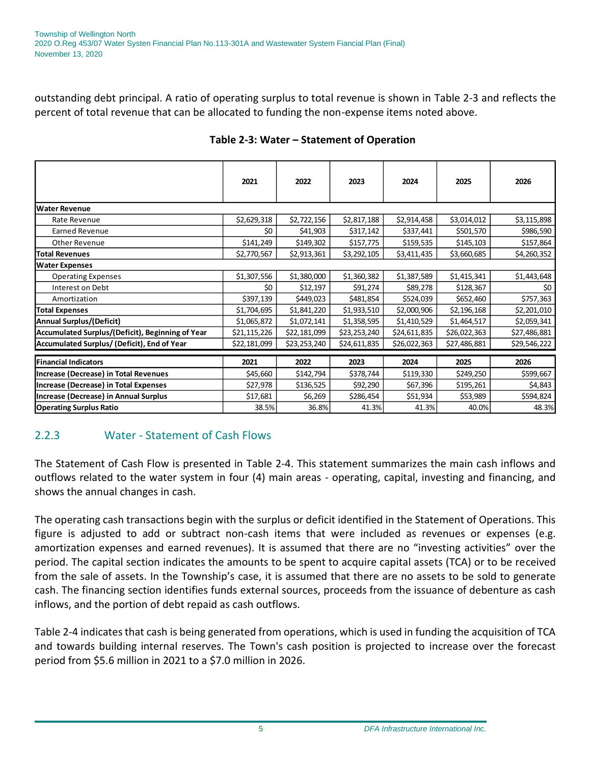outstanding debt principal. A ratio of operating surplus to total revenue is shown in Table 2-3 and reflects the percent of total revenue that can be allocated to funding the non-expense items noted above.

**Table 2-3: Water – Statement of Operation**

| | 2021 | 2022 | 2023 | 2024 | 2025 | 2026 |
|---|---|---|---|---|---|---|
| **Water Revenue** | | | | | | |
| Rate Revenue | $2,629,318 | $2,722,156 | $2,817,188 | $2,914,458 | $3,014,012 | $3,115,898 |
| Earned Revenue | $0 | $41,903 | $317,142 | $337,441 | $501,570 | $986,590 |
| Other Revenue | $141,249 | $149,302 | $157,775 | $159,535 | $145,103 | $157,864 |
| **Total Revenues** | $2,770,567 | $2,913,361 | $3,292,105 | $3,411,435 | $3,660,685 | $4,260,352 |
| **Water Expenses** | | | | | | |
| Operating Expenses | $1,307,556 | $1,380,000 | $1,360,382 | $1,387,589 | $1,415,341 | $1,443,648 |
| Interest on Debt | $0 | $12,197 | $91,274 | $89,278 | $128,367 | $0 |
| Amortization | $397,139 | $449,023 | $481,854 | $524,039 | $652,460 | $757,363 |
| **Total Expenses** | $1,704,695 | $1,841,220 | $1,933,510 | $2,000,906 | $2,196,168 | $2,201,010 |
| **Annual Surplus/(Deficit)** | $1,065,872 | $1,072,141 | $1,358,595 | $1,410,529 | $1,464,517 | $2,059,341 |
| **Accumulated Surplus/(Deficit), Beginning of Year** | $21,115,226 | $22,181,099 | $23,253,240 | $24,611,835 | $26,022,363 | $27,486,881 |
| **Accumulated Surplus/ (Deficit), End of Year** | $22,181,099 | $23,253,240 | $24,611,835 | $26,022,363 | $27,486,881 | $29,546,222 |
| **Financial Indicators** | **2021** | **2022** | **2023** | **2024** | **2025** | **2026** |
| **Increase (Decrease) in Total Revenues** | $45,660 | $142,794 | $378,744 | $119,330 | $249,250 | $599,667 |
| **Increase (Decrease) in Total Expenses** | $27,978 | $136,525 | $92,290 | $67,396 | $195,261 | $4,843 |
| **Increase (Decrease) in Annual Surplus** | $17,681 | $6,269 | $286,454 | $51,934 | $53,989 | $594,824 |
| **Operating Surplus Ratio** | 38.5% | 36.8% | 41.3% | 41.3% | 40.0% | 48.3% |

## 2.2.3 Water - Statement of Cash Flows

The Statement of Cash Flow is presented in Table 2-4. This statement summarizes the main cash inflows and outflows related to the water system in four (4) main areas - operating, capital, investing and financing, and shows the annual changes in cash.

The operating cash transactions begin with the surplus or deficit identified in the Statement of Operations. This figure is adjusted to add or subtract non-cash items that were included as revenues or expenses (e.g. amortization expenses and earned revenues). It is assumed that there are no "investing activities" over the period. The capital section indicates the amounts to be spent to acquire capital assets (TCA) or to be received from the sale of assets. In the Township's case, it is assumed that there are no assets to be sold to generate cash. The financing section identifies funds external sources, proceeds from the issuance of debenture as cash inflows, and the portion of debt repaid as cash outflows.

Table 2-4 indicates that cash is being generated from operations, which is used in funding the acquisition of TCA and towards building internal reserves. The Town's cash position is projected to increase over the forecast period from $5.6 million in 2021 to a $7.0 million in 2026.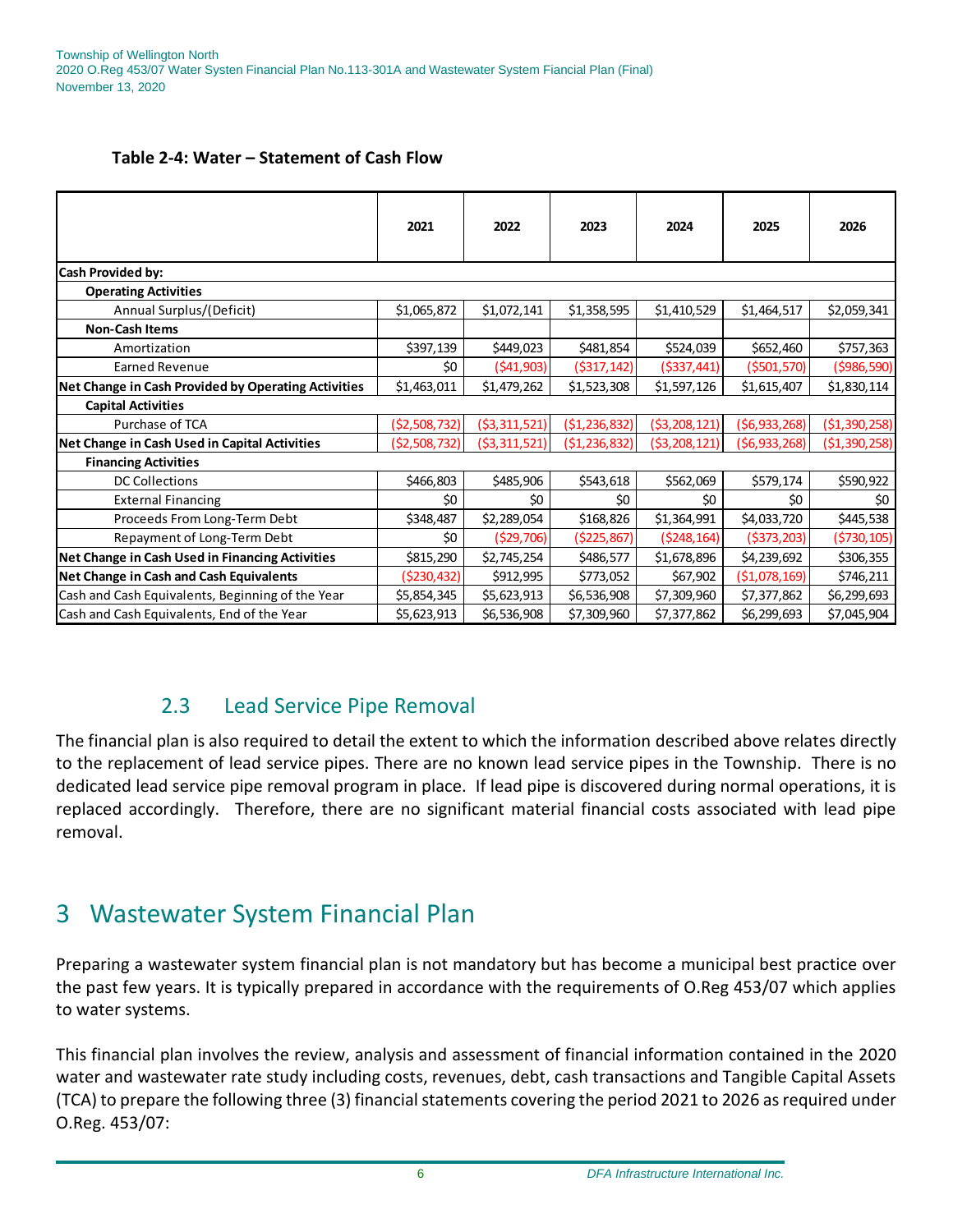**Table 2-4: Water – Statement of Cash Flow**

| | 2021 | 2022 | 2023 | 2024 | 2025 | 2026 |
|---|---|---|---|---|---|---|
| **Cash Provided by:** | | | | | | |
| **Operating Activities** | | | | | | |
| Annual Surplus/(Deficit) | $1,065,872 | $1,072,141 | $1,358,595 | $1,410,529 | $1,464,517 | $2,059,341 |
| **Non-Cash Items** | | | | | | |
| Amortization | $397,139 | $449,023 | $481,854 | $524,039 | $652,460 | $757,363 |
| Earned Revenue | $0 | ($41,903) | ($317,142) | ($337,441) | ($501,570) | ($986,590) |
| **Net Change in Cash Provided by Operating Activities** | $1,463,011 | $1,479,262 | $1,523,308 | $1,597,126 | $1,615,407 | $1,830,114 |
| **Capital Activities** | | | | | | |
| Purchase of TCA | ($2,508,732) | ($3,311,521) | ($1,236,832) | ($3,208,121) | ($6,933,268) | ($1,390,258) |
| **Net Change in Cash Used in Capital Activities** | ($2,508,732) | ($3,311,521) | ($1,236,832) | ($3,208,121) | ($6,933,268) | ($1,390,258) |
| **Financing Activities** | | | | | | |
| DC Collections | $466,803 | $485,906 | $543,618 | $562,069 | $579,174 | $590,922 |
| External Financing | $0 | $0 | $0 | $0 | $0 | $0 |
| Proceeds From Long-Term Debt | $348,487 | $2,289,054 | $168,826 | $1,364,991 | $4,033,720 | $445,538 |
| Repayment of Long-Term Debt | $0 | ($29,706) | ($225,867) | ($248,164) | ($373,203) | ($730,105) |
| **Net Change in Cash Used in Financing Activities** | $815,290 | $2,745,254 | $486,577 | $1,678,896 | $4,239,692 | $306,355 |
| **Net Change in Cash and Cash Equivalents** | ($230,432) | $912,995 | $773,052 | $67,902 | ($1,078,169) | $746,211 |
| Cash and Cash Equivalents, Beginning of the Year | $5,854,345 | $5,623,913 | $6,536,908 | $7,309,960 | $7,377,862 | $6,299,693 |
| Cash and Cash Equivalents, End of the Year | $5,623,913 | $6,536,908 | $7,309,960 | $7,377,862 | $6,299,693 | $7,045,904 |

## 2.3 Lead Service Pipe Removal

The financial plan is also required to detail the extent to which the information described above relates directly to the replacement of lead service pipes. There are no known lead service pipes in the Township. There is no dedicated lead service pipe removal program in place. If lead pipe is discovered during normal operations, it is replaced accordingly. Therefore, there are no significant material financial costs associated with lead pipe removal.

# 3 Wastewater System Financial Plan

Preparing a wastewater system financial plan is not mandatory but has become a municipal best practice over the past few years. It is typically prepared in accordance with the requirements of O.Reg 453/07 which applies to water systems.

This financial plan involves the review, analysis and assessment of financial information contained in the 2020 water and wastewater rate study including costs, revenues, debt, cash transactions and Tangible Capital Assets (TCA) to prepare the following three (3) financial statements covering the period 2021 to 2026 as required under O.Reg. 453/07: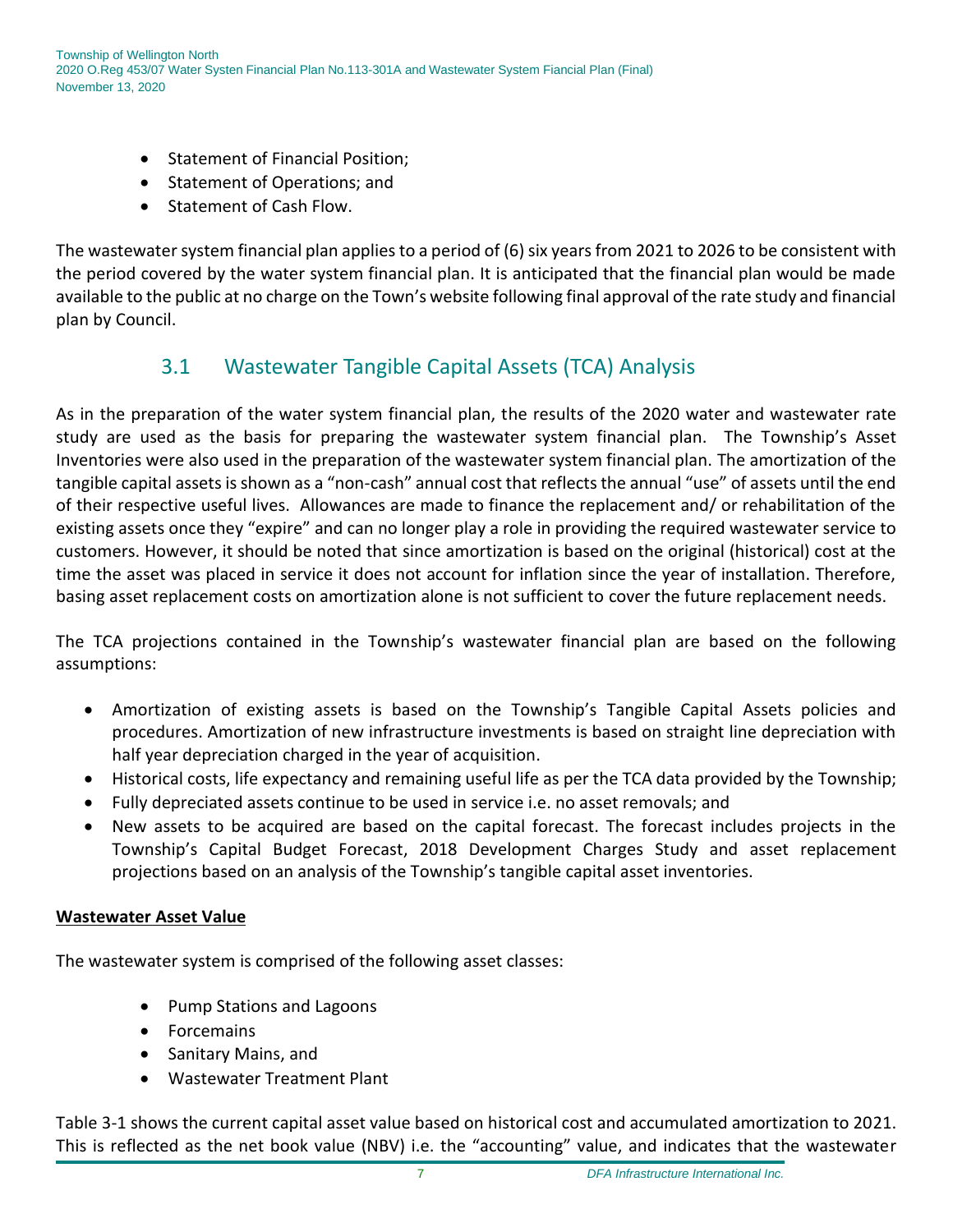- Statement of Financial Position;
- Statement of Operations; and
- Statement of Cash Flow.

The wastewater system financial plan applies to a period of (6) six years from 2021 to 2026 to be consistent with the period covered by the water system financial plan. It is anticipated that the financial plan would be made available to the public at no charge on the Town's website following final approval of the rate study and financial plan by Council.

## 3.1 Wastewater Tangible Capital Assets (TCA) Analysis

As in the preparation of the water system financial plan, the results of the 2020 water and wastewater rate study are used as the basis for preparing the wastewater system financial plan. The Township's Asset Inventories were also used in the preparation of the wastewater system financial plan. The amortization of the tangible capital assets is shown as a "non-cash" annual cost that reflects the annual "use" of assets until the end of their respective useful lives. Allowances are made to finance the replacement and/ or rehabilitation of the existing assets once they "expire" and can no longer play a role in providing the required wastewater service to customers. However, it should be noted that since amortization is based on the original (historical) cost at the time the asset was placed in service it does not account for inflation since the year of installation. Therefore, basing asset replacement costs on amortization alone is not sufficient to cover the future replacement needs.

The TCA projections contained in the Township's wastewater financial plan are based on the following assumptions:

- Amortization of existing assets is based on the Township's Tangible Capital Assets policies and procedures. Amortization of new infrastructure investments is based on straight line depreciation with half year depreciation charged in the year of acquisition.
- Historical costs, life expectancy and remaining useful life as per the TCA data provided by the Township;
- Fully depreciated assets continue to be used in service i.e. no asset removals; and
- New assets to be acquired are based on the capital forecast. The forecast includes projects in the Township's Capital Budget Forecast, 2018 Development Charges Study and asset replacement projections based on an analysis of the Township's tangible capital asset inventories.

**Wastewater Asset Value**

The wastewater system is comprised of the following asset classes:

- Pump Stations and Lagoons
- Forcemains
- Sanitary Mains, and
- Wastewater Treatment Plant

Table 3-1 shows the current capital asset value based on historical cost and accumulated amortization to 2021. This is reflected as the net book value (NBV) i.e. the "accounting" value, and indicates that the wastewater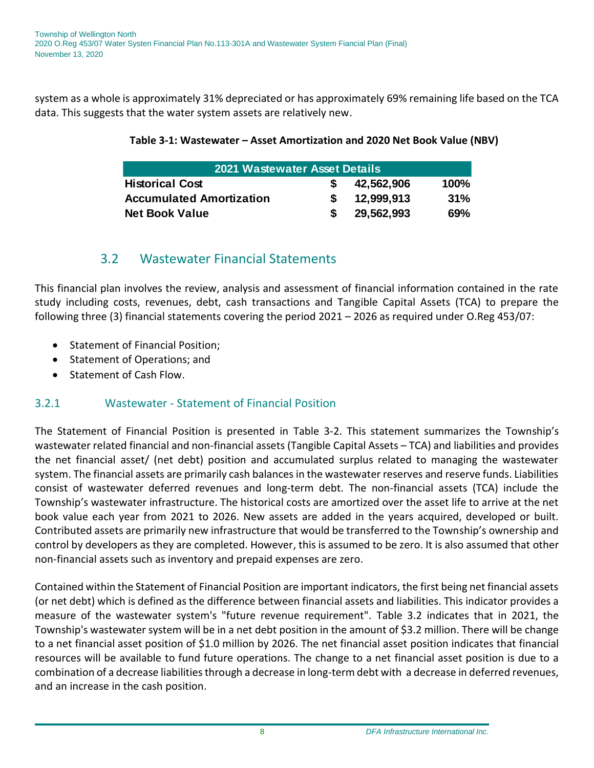system as a whole is approximately 31% depreciated or has approximately 69% remaining life based on the TCA data. This suggests that the water system assets are relatively new.

**Table 3-1: Wastewater – Asset Amortization and 2020 Net Book Value (NBV)**

| 2021 Wastewater Asset Details | | | |
|---|---|---|---|
| **Historical Cost** | **$** | **42,562,906** | **100%** |
| **Accumulated Amortization** | **$** | **12,999,913** | **31%** |
| **Net Book Value** | **$** | **29,562,993** | **69%** |

## 3.2 Wastewater Financial Statements

This financial plan involves the review, analysis and assessment of financial information contained in the rate study including costs, revenues, debt, cash transactions and Tangible Capital Assets (TCA) to prepare the following three (3) financial statements covering the period 2021 – 2026 as required under O.Reg 453/07:

- Statement of Financial Position;
- Statement of Operations; and
- Statement of Cash Flow.

### 3.2.1 Wastewater - Statement of Financial Position

The Statement of Financial Position is presented in Table 3-2. This statement summarizes the Township's wastewater related financial and non-financial assets (Tangible Capital Assets – TCA) and liabilities and provides the net financial asset/ (net debt) position and accumulated surplus related to managing the wastewater system. The financial assets are primarily cash balances in the wastewater reserves and reserve funds. Liabilities consist of wastewater deferred revenues and long-term debt. The non-financial assets (TCA) include the Township's wastewater infrastructure. The historical costs are amortized over the asset life to arrive at the net book value each year from 2021 to 2026. New assets are added in the years acquired, developed or built. Contributed assets are primarily new infrastructure that would be transferred to the Township's ownership and control by developers as they are completed. However, this is assumed to be zero. It is also assumed that other non-financial assets such as inventory and prepaid expenses are zero.

Contained within the Statement of Financial Position are important indicators, the first being net financial assets (or net debt) which is defined as the difference between financial assets and liabilities. This indicator provides a measure of the wastewater system's "future revenue requirement". Table 3.2 indicates that in 2021, the Township's wastewater system will be in a net debt position in the amount of $3.2 million. There will be change to a net financial asset position of $1.0 million by 2026. The net financial asset position indicates that financial resources will be available to fund future operations. The change to a net financial asset position is due to a combination of a decrease liabilities through a decrease in long-term debt with a decrease in deferred revenues, and an increase in the cash position.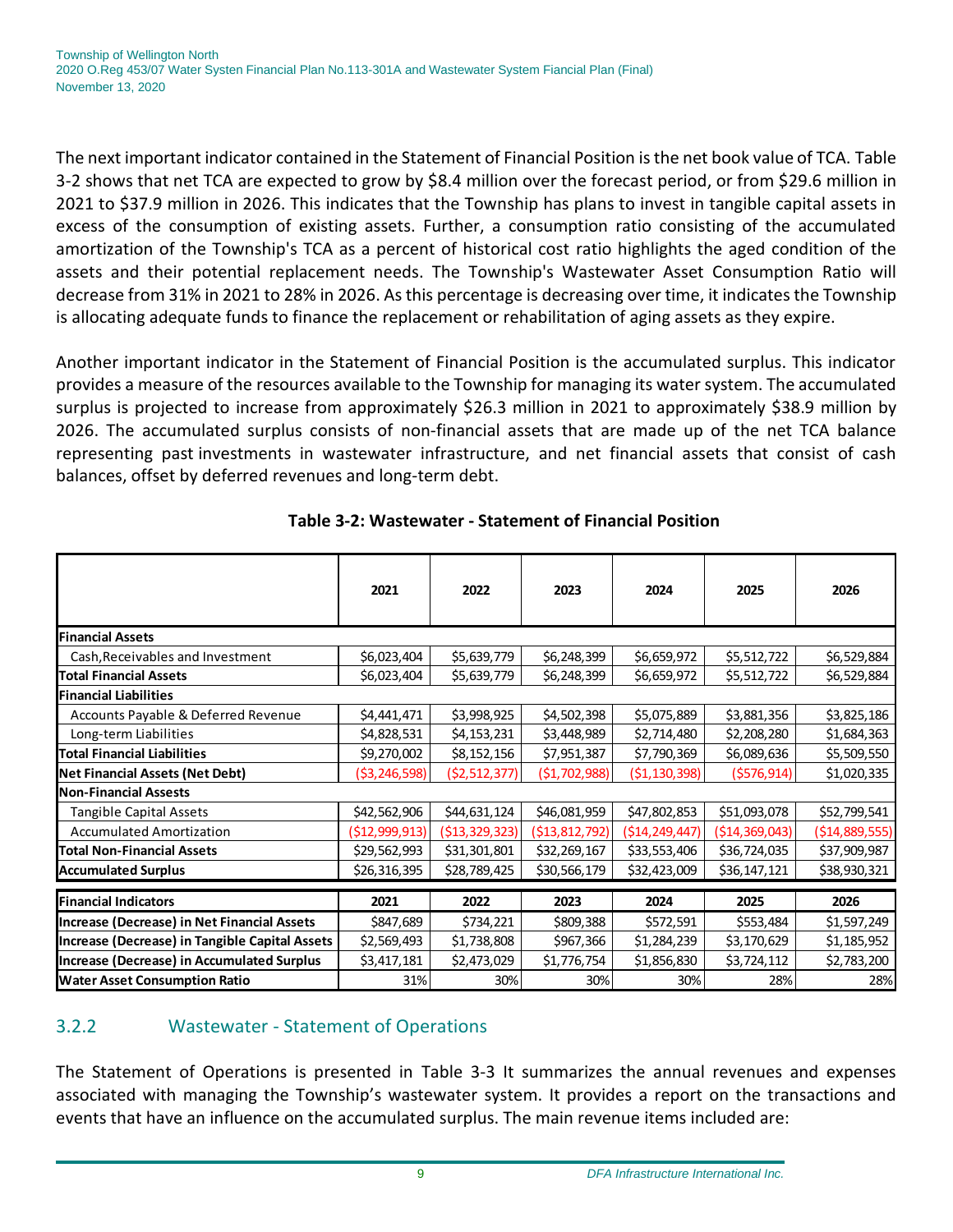The next important indicator contained in the Statement of Financial Position is the net book value of TCA. Table 3-2 shows that net TCA are expected to grow by $8.4 million over the forecast period, or from $29.6 million in 2021 to $37.9 million in 2026. This indicates that the Township has plans to invest in tangible capital assets in excess of the consumption of existing assets. Further, a consumption ratio consisting of the accumulated amortization of the Township's TCA as a percent of historical cost ratio highlights the aged condition of the assets and their potential replacement needs. The Township's Wastewater Asset Consumption Ratio will decrease from 31% in 2021 to 28% in 2026. As this percentage is decreasing over time, it indicates the Township is allocating adequate funds to finance the replacement or rehabilitation of aging assets as they expire.

Another important indicator in the Statement of Financial Position is the accumulated surplus. This indicator provides a measure of the resources available to the Township for managing its water system. The accumulated surplus is projected to increase from approximately $26.3 million in 2021 to approximately $38.9 million by 2026. The accumulated surplus consists of non-financial assets that are made up of the net TCA balance representing past investments in wastewater infrastructure, and net financial assets that consist of cash balances, offset by deferred revenues and long-term debt.

**Table 3-2: Wastewater - Statement of Financial Position**

| | 2021 | 2022 | 2023 | 2024 | 2025 | 2026 |
|---|---|---|---|---|---|---|
| **Financial Assets** | | | | | | |
| Cash,Receivables and Investment | $6,023,404 | $5,639,779 | $6,248,399 | $6,659,972 | $5,512,722 | $6,529,884 |
| **Total Financial Assets** | $6,023,404 | $5,639,779 | $6,248,399 | $6,659,972 | $5,512,722 | $6,529,884 |
| **Financial Liabilities** | | | | | | |
| Accounts Payable & Deferred Revenue | $4,441,471 | $3,998,925 | $4,502,398 | $5,075,889 | $3,881,356 | $3,825,186 |
| Long-term Liabilities | $4,828,531 | $4,153,231 | $3,448,989 | $2,714,480 | $2,208,280 | $1,684,363 |
| **Total Financial Liabilities** | $9,270,002 | $8,152,156 | $7,951,387 | $7,790,369 | $6,089,636 | $5,509,550 |
| **Net Financial Assets (Net Debt)** | ($3,246,598) | ($2,512,377) | ($1,702,988) | ($1,130,398) | ($576,914) | $1,020,335 |
| **Non-Financial Assests** | | | | | | |
| Tangible Capital Assets | $42,562,906 | $44,631,124 | $46,081,959 | $47,802,853 | $51,093,078 | $52,799,541 |
| Accumulated Amortization | ($12,999,913) | ($13,329,323) | ($13,812,792) | ($14,249,447) | ($14,369,043) | ($14,889,555) |
| **Total Non-Financial Assets** | $29,562,993 | $31,301,801 | $32,269,167 | $33,553,406 | $36,724,035 | $37,909,987 |
| **Accumulated Surplus** | $26,316,395 | $28,789,425 | $30,566,179 | $32,423,009 | $36,147,121 | $38,930,321 |
| **Financial Indicators** | **2021** | **2022** | **2023** | **2024** | **2025** | **2026** |
| **Increase (Decrease) in Net Financial Assets** | $847,689 | $734,221 | $809,388 | $572,591 | $553,484 | $1,597,249 |
| **Increase (Decrease) in Tangible Capital Assets** | $2,569,493 | $1,738,808 | $967,366 | $1,284,239 | $3,170,629 | $1,185,952 |
| **Increase (Decrease) in Accumulated Surplus** | $3,417,181 | $2,473,029 | $1,776,754 | $1,856,830 | $3,724,112 | $2,783,200 |
| **Water Asset Consumption Ratio** | 31% | 30% | 30% | 30% | 28% | 28% |

### 3.2.2 Wastewater - Statement of Operations

The Statement of Operations is presented in Table 3-3 It summarizes the annual revenues and expenses associated with managing the Township's wastewater system. It provides a report on the transactions and events that have an influence on the accumulated surplus. The main revenue items included are: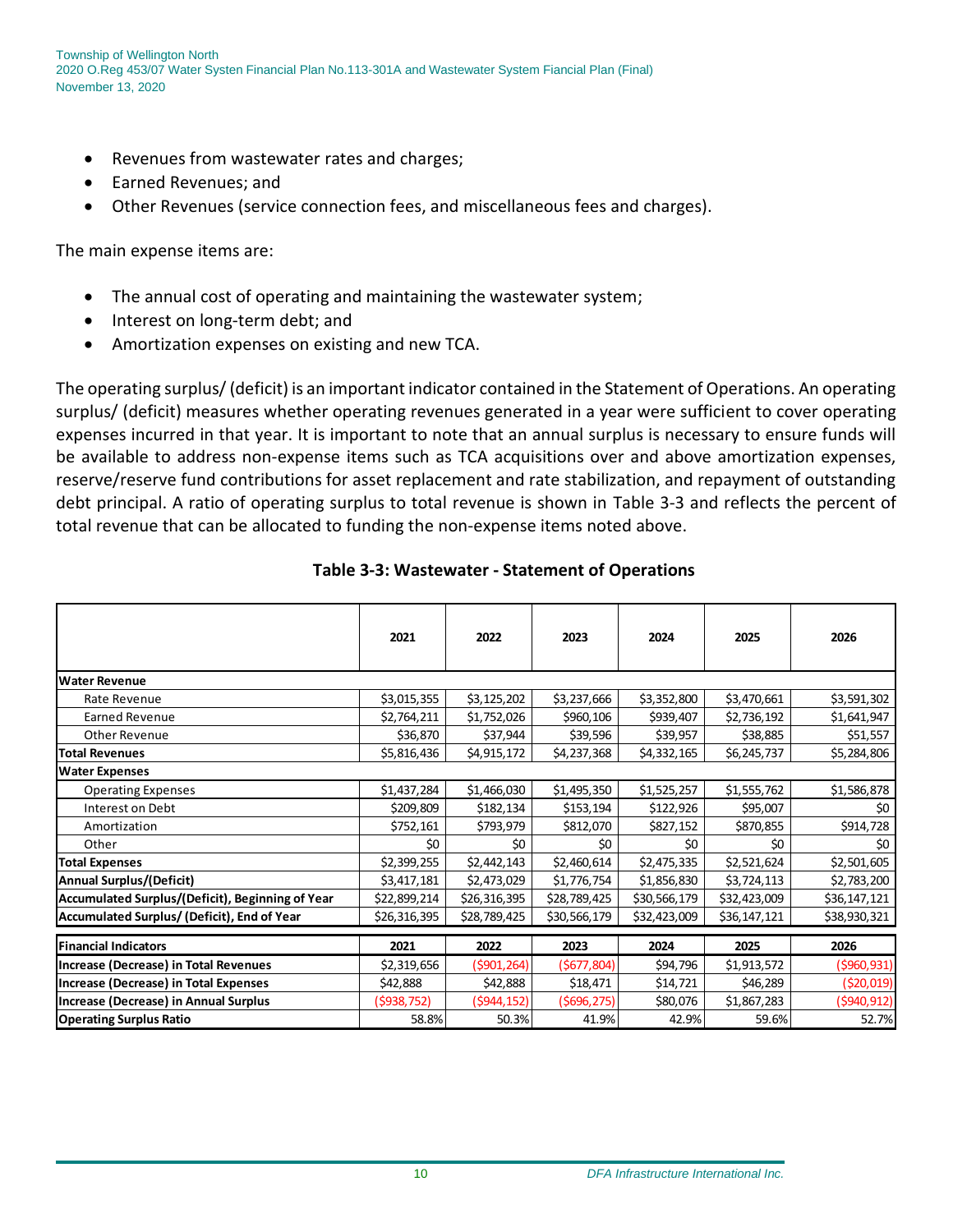- Revenues from wastewater rates and charges;
- Earned Revenues; and
- Other Revenues (service connection fees, and miscellaneous fees and charges).

The main expense items are:

- The annual cost of operating and maintaining the wastewater system;
- Interest on long-term debt; and
- Amortization expenses on existing and new TCA.

The operating surplus/ (deficit) is an important indicator contained in the Statement of Operations. An operating surplus/ (deficit) measures whether operating revenues generated in a year were sufficient to cover operating expenses incurred in that year. It is important to note that an annual surplus is necessary to ensure funds will be available to address non-expense items such as TCA acquisitions over and above amortization expenses, reserve/reserve fund contributions for asset replacement and rate stabilization, and repayment of outstanding debt principal. A ratio of operating surplus to total revenue is shown in Table 3-3 and reflects the percent of total revenue that can be allocated to funding the non-expense items noted above.

**Table 3-3: Wastewater - Statement of Operations**

| | 2021 | 2022 | 2023 | 2024 | 2025 | 2026 |
|---|---|---|---|---|---|---|
| **Water Revenue** | | | | | | |
| Rate Revenue | $3,015,355 | $3,125,202 | $3,237,666 | $3,352,800 | $3,470,661 | $3,591,302 |
| Earned Revenue | $2,764,211 | $1,752,026 | $960,106 | $939,407 | $2,736,192 | $1,641,947 |
| Other Revenue | $36,870 | $37,944 | $39,596 | $39,957 | $38,885 | $51,557 |
| **Total Revenues** | $5,816,436 | $4,915,172 | $4,237,368 | $4,332,165 | $6,245,737 | $5,284,806 |
| **Water Expenses** | | | | | | |
| Operating Expenses | $1,437,284 | $1,466,030 | $1,495,350 | $1,525,257 | $1,555,762 | $1,586,878 |
| Interest on Debt | $209,809 | $182,134 | $153,194 | $122,926 | $95,007 | $0 |
| Amortization | $752,161 | $793,979 | $812,070 | $827,152 | $870,855 | $914,728 |
| Other | $0 | $0 | $0 | $0 | $0 | $0 |
| **Total Expenses** | $2,399,255 | $2,442,143 | $2,460,614 | $2,475,335 | $2,521,624 | $2,501,605 |
| **Annual Surplus/(Deficit)** | $3,417,181 | $2,473,029 | $1,776,754 | $1,856,830 | $3,724,113 | $2,783,200 |
| **Accumulated Surplus/(Deficit), Beginning of Year** | $22,899,214 | $26,316,395 | $28,789,425 | $30,566,179 | $32,423,009 | $36,147,121 |
| **Accumulated Surplus/ (Deficit), End of Year** | $26,316,395 | $28,789,425 | $30,566,179 | $32,423,009 | $36,147,121 | $38,930,321 |
| **Financial Indicators** | **2021** | **2022** | **2023** | **2024** | **2025** | **2026** |
| **Increase (Decrease) in Total Revenues** | $2,319,656 | ($901,264) | ($677,804) | $94,796 | $1,913,572 | ($960,931) |
| **Increase (Decrease) in Total Expenses** | $42,888 | $42,888 | $18,471 | $14,721 | $46,289 | ($20,019) |
| **Increase (Decrease) in Annual Surplus** | ($938,752) | ($944,152) | ($696,275) | $80,076 | $1,867,283 | ($940,912) |
| **Operating Surplus Ratio** | 58.8% | 50.3% | 41.9% | 42.9% | 59.6% | 52.7% |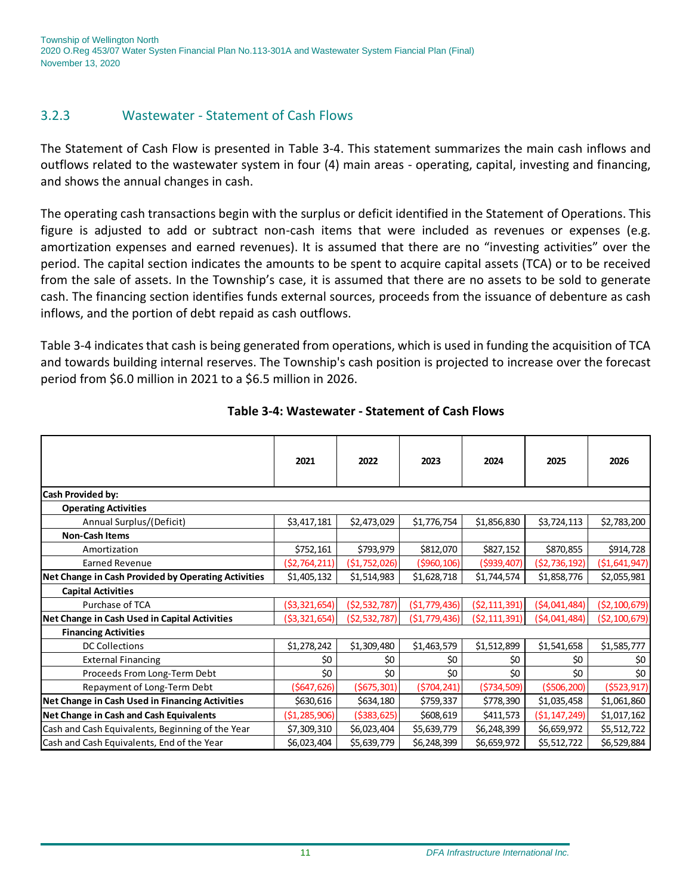### 3.2.3 Wastewater - Statement of Cash Flows

The Statement of Cash Flow is presented in Table 3-4. This statement summarizes the main cash inflows and outflows related to the wastewater system in four (4) main areas - operating, capital, investing and financing, and shows the annual changes in cash.

The operating cash transactions begin with the surplus or deficit identified in the Statement of Operations. This figure is adjusted to add or subtract non-cash items that were included as revenues or expenses (e.g. amortization expenses and earned revenues). It is assumed that there are no "investing activities" over the period. The capital section indicates the amounts to be spent to acquire capital assets (TCA) or to be received from the sale of assets. In the Township's case, it is assumed that there are no assets to be sold to generate cash. The financing section identifies funds external sources, proceeds from the issuance of debenture as cash inflows, and the portion of debt repaid as cash outflows.

Table 3-4 indicates that cash is being generated from operations, which is used in funding the acquisition of TCA and towards building internal reserves. The Township's cash position is projected to increase over the forecast period from $6.0 million in 2021 to a $6.5 million in 2026.

**Table 3-4: Wastewater - Statement of Cash Flows**

| | 2021 | 2022 | 2023 | 2024 | 2025 | 2026 |
|---|---|---|---|---|---|---|
| **Cash Provided by:** | | | | | | |
| **Operating Activities** | | | | | | |
| Annual Surplus/(Deficit) | $3,417,181 | $2,473,029 | $1,776,754 | $1,856,830 | $3,724,113 | $2,783,200 |
| **Non-Cash Items** | | | | | | |
| Amortization | $752,161 | $793,979 | $812,070 | $827,152 | $870,855 | $914,728 |
| Earned Revenue | ($2,764,211) | ($1,752,026) | ($960,106) | ($939,407) | ($2,736,192) | ($1,641,947) |
| **Net Change in Cash Provided by Operating Activities** | $1,405,132 | $1,514,983 | $1,628,718 | $1,744,574 | $1,858,776 | $2,055,981 |
| **Capital Activities** | | | | | | |
| Purchase of TCA | ($3,321,654) | ($2,532,787) | ($1,779,436) | ($2,111,391) | ($4,041,484) | ($2,100,679) |
| **Net Change in Cash Used in Capital Activities** | ($3,321,654) | ($2,532,787) | ($1,779,436) | ($2,111,391) | ($4,041,484) | ($2,100,679) |
| **Financing Activities** | | | | | | |
| DC Collections | $1,278,242 | $1,309,480 | $1,463,579 | $1,512,899 | $1,541,658 | $1,585,777 |
| External Financing | $0 | $0 | $0 | $0 | $0 | $0 |
| Proceeds From Long-Term Debt | $0 | $0 | $0 | $0 | $0 | $0 |
| Repayment of Long-Term Debt | ($647,626) | ($675,301) | ($704,241) | ($734,509) | ($506,200) | ($523,917) |
| **Net Change in Cash Used in Financing Activities** | $630,616 | $634,180 | $759,337 | $778,390 | $1,035,458 | $1,061,860 |
| **Net Change in Cash and Cash Equivalents** | ($1,285,906) | ($383,625) | $608,619 | $411,573 | ($1,147,249) | $1,017,162 |
| Cash and Cash Equivalents, Beginning of the Year | $7,309,310 | $6,023,404 | $5,639,779 | $6,248,399 | $6,659,972 | $5,512,722 |
| Cash and Cash Equivalents, End of the Year | $6,023,404 | $5,639,779 | $6,248,399 | $6,659,972 | $5,512,722 | $6,529,884 |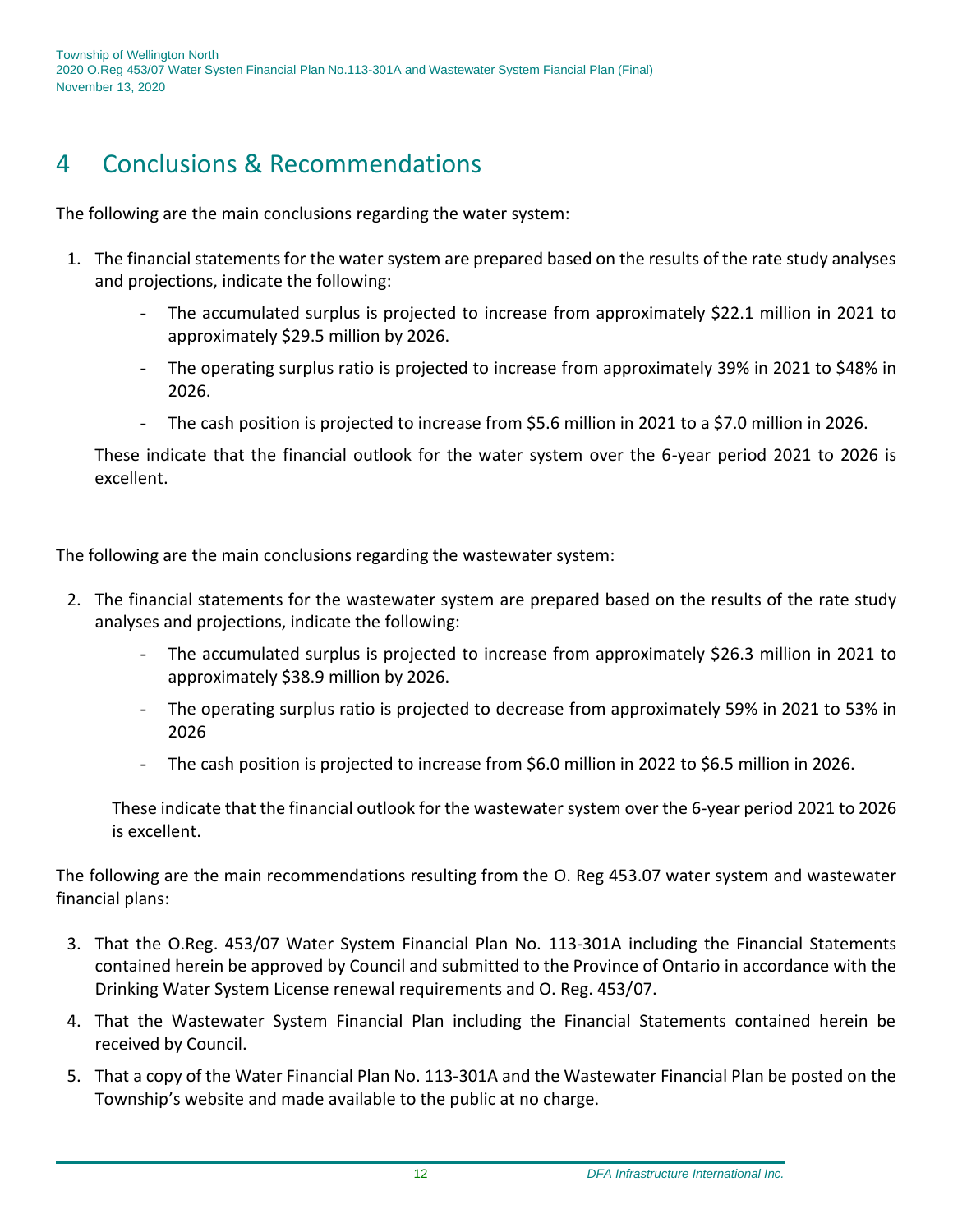# 4 Conclusions & Recommendations

The following are the main conclusions regarding the water system:

1. The financial statements for the water system are prepared based on the results of the rate study analyses and projections, indicate the following:
    - The accumulated surplus is projected to increase from approximately $22.1 million in 2021 to approximately $29.5 million by 2026.
    - The operating surplus ratio is projected to increase from approximately 39% in 2021 to $48% in 2026.
    - The cash position is projected to increase from $5.6 million in 2021 to a $7.0 million in 2026.

   These indicate that the financial outlook for the water system over the 6-year period 2021 to 2026 is excellent.

The following are the main conclusions regarding the wastewater system:

2. The financial statements for the wastewater system are prepared based on the results of the rate study analyses and projections, indicate the following:
    - The accumulated surplus is projected to increase from approximately $26.3 million in 2021 to approximately $38.9 million by 2026.
    - The operating surplus ratio is projected to decrease from approximately 59% in 2021 to 53% in 2026
    - The cash position is projected to increase from $6.0 million in 2022 to $6.5 million in 2026.

   These indicate that the financial outlook for the wastewater system over the 6-year period 2021 to 2026 is excellent.

The following are the main recommendations resulting from the O. Reg 453.07 water system and wastewater financial plans:

3. That the O.Reg. 453/07 Water System Financial Plan No. 113-301A including the Financial Statements contained herein be approved by Council and submitted to the Province of Ontario in accordance with the Drinking Water System License renewal requirements and O. Reg. 453/07.
4. That the Wastewater System Financial Plan including the Financial Statements contained herein be received by Council.
5. That a copy of the Water Financial Plan No. 113-301A and the Wastewater Financial Plan be posted on the Township's website and made available to the public at no charge.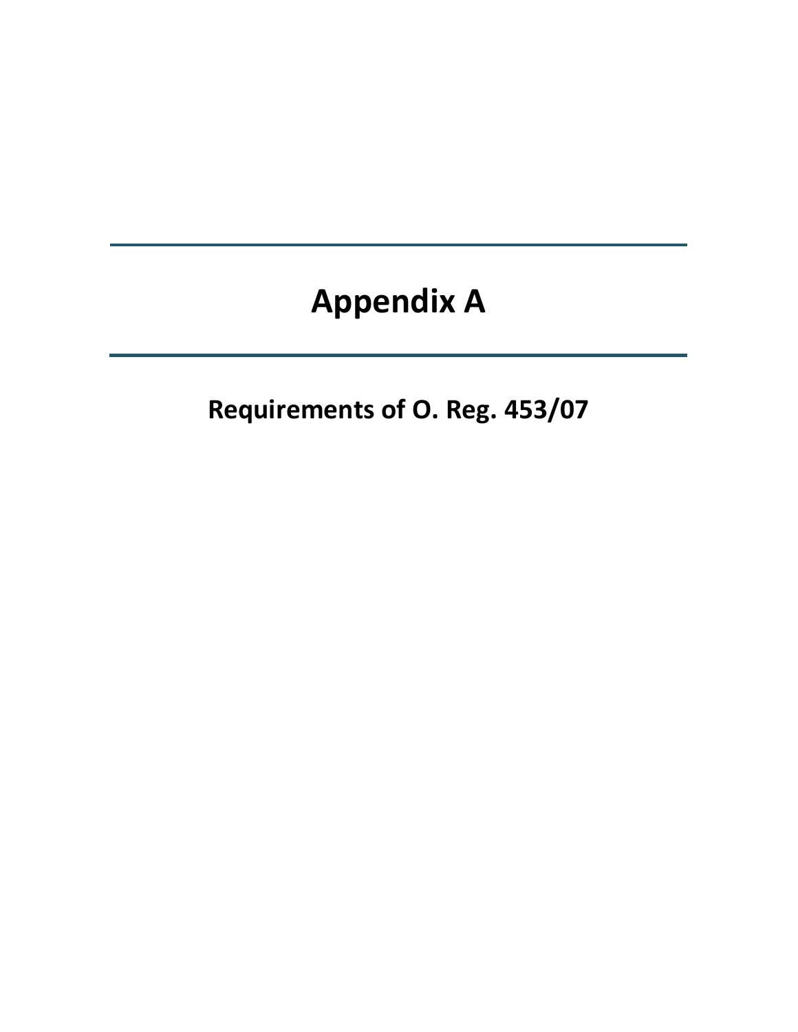# Appendix A

## Requirements of O. Reg. 453/07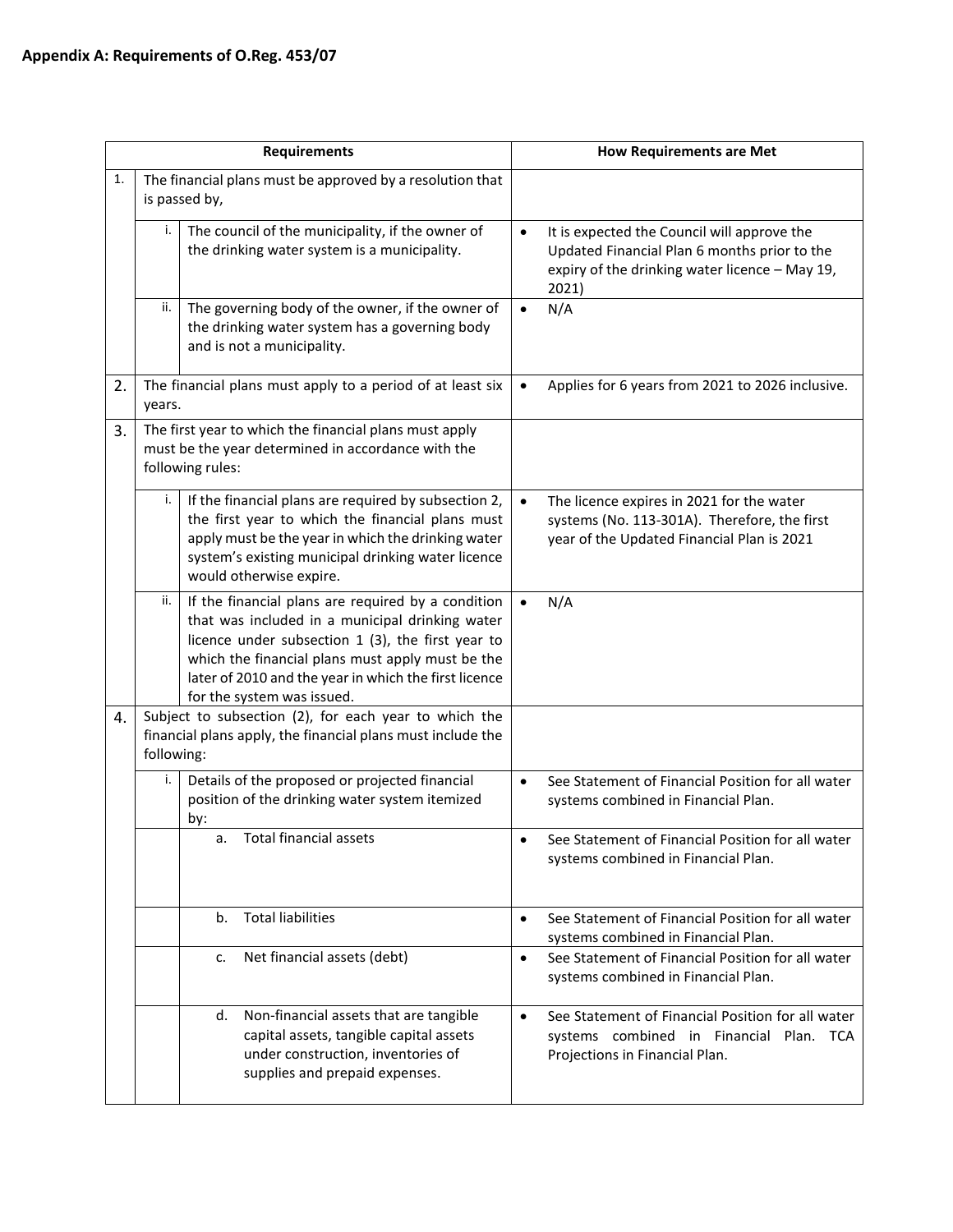**Appendix A: Requirements of O.Reg. 453/07**

| Requirements | | | How Requirements are Met |
|---|---|---|---|
| 1. | The financial plans must be approved by a resolution that is passed by, | | |
| | i. | The council of the municipality, if the owner of the drinking water system is a municipality. | • It is expected the Council will approve the Updated Financial Plan 6 months prior to the expiry of the drinking water licence – May 19, 2021) |
| | ii. | The governing body of the owner, if the owner of the drinking water system has a governing body and is not a municipality. | • N/A |
| 2. | The financial plans must apply to a period of at least six years. | | • Applies for 6 years from 2021 to 2026 inclusive. |
| 3. | The first year to which the financial plans must apply must be the year determined in accordance with the following rules: | | |
| | i. | If the financial plans are required by subsection 2, the first year to which the financial plans must apply must be the year in which the drinking water system's existing municipal drinking water licence would otherwise expire. | • The licence expires in 2021 for the water systems (No. 113-301A). Therefore, the first year of the Updated Financial Plan is 2021 |
| | ii. | If the financial plans are required by a condition that was included in a municipal drinking water licence under subsection 1 (3), the first year to which the financial plans must apply must be the later of 2010 and the year in which the first licence for the system was issued. | • N/A |
| 4. | Subject to subsection (2), for each year to which the financial plans apply, the financial plans must include the following: | | |
| | i. | Details of the proposed or projected financial position of the drinking water system itemized by: | • See Statement of Financial Position for all water systems combined in Financial Plan. |
| | | a. Total financial assets | • See Statement of Financial Position for all water systems combined in Financial Plan. |
| | | b. Total liabilities | • See Statement of Financial Position for all water systems combined in Financial Plan. |
| | | c. Net financial assets (debt) | • See Statement of Financial Position for all water systems combined in Financial Plan. |
| | | d. Non-financial assets that are tangible capital assets, tangible capital assets under construction, inventories of supplies and prepaid expenses. | • See Statement of Financial Position for all water systems combined in Financial Plan. TCA Projections in Financial Plan. |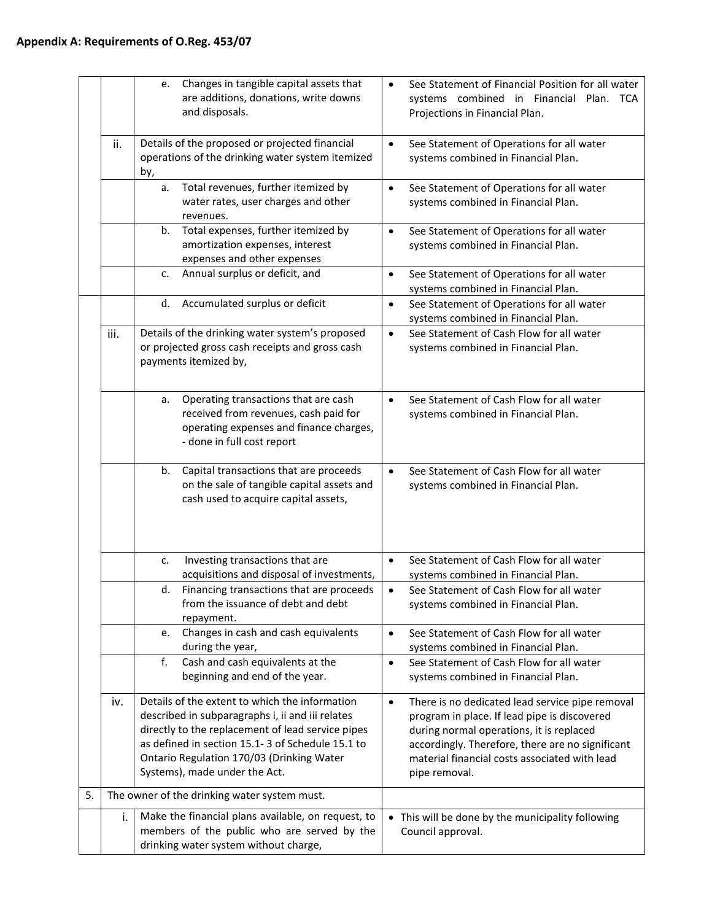**Appendix A: Requirements of O.Reg. 453/07**

| | | | |
|---|---|---|---|
| | | e. Changes in tangible capital assets that are additions, donations, write downs and disposals. | • See Statement of Financial Position for all water systems combined in Financial Plan. TCA Projections in Financial Plan. |
| | ii. | Details of the proposed or projected financial operations of the drinking water system itemized by, | • See Statement of Operations for all water systems combined in Financial Plan. |
| | | a. Total revenues, further itemized by water rates, user charges and other revenues. | • See Statement of Operations for all water systems combined in Financial Plan. |
| | | b. Total expenses, further itemized by amortization expenses, interest expenses and other expenses | • See Statement of Operations for all water systems combined in Financial Plan. |
| | | c. Annual surplus or deficit, and | • See Statement of Operations for all water systems combined in Financial Plan. |
| | | d. Accumulated surplus or deficit | • See Statement of Operations for all water systems combined in Financial Plan. |
| | iii. | Details of the drinking water system's proposed or projected gross cash receipts and gross cash payments itemized by, | • See Statement of Cash Flow for all water systems combined in Financial Plan. |
| | | a. Operating transactions that are cash received from revenues, cash paid for operating expenses and finance charges, - done in full cost report | • See Statement of Cash Flow for all water systems combined in Financial Plan. |
| | | b. Capital transactions that are proceeds on the sale of tangible capital assets and cash used to acquire capital assets, | • See Statement of Cash Flow for all water systems combined in Financial Plan. |
| | | c. Investing transactions that are acquisitions and disposal of investments, | • See Statement of Cash Flow for all water systems combined in Financial Plan. |
| | | d. Financing transactions that are proceeds from the issuance of debt and debt repayment. | • See Statement of Cash Flow for all water systems combined in Financial Plan. |
| | | e. Changes in cash and cash equivalents during the year, | • See Statement of Cash Flow for all water systems combined in Financial Plan. |
| | | f. Cash and cash equivalents at the beginning and end of the year. | • See Statement of Cash Flow for all water systems combined in Financial Plan. |
| | iv. | Details of the extent to which the information described in subparagraphs i, ii and iii relates directly to the replacement of lead service pipes as defined in section 15.1- 3 of Schedule 15.1 to Ontario Regulation 170/03 (Drinking Water Systems), made under the Act. | • There is no dedicated lead service pipe removal program in place. If lead pipe is discovered during normal operations, it is replaced accordingly. Therefore, there are no significant material financial costs associated with lead pipe removal. |
| 5. | The owner of the drinking water system must. | | |
| | i. | Make the financial plans available, on request, to members of the public who are served by the drinking water system without charge, | • This will be done by the municipality following Council approval. |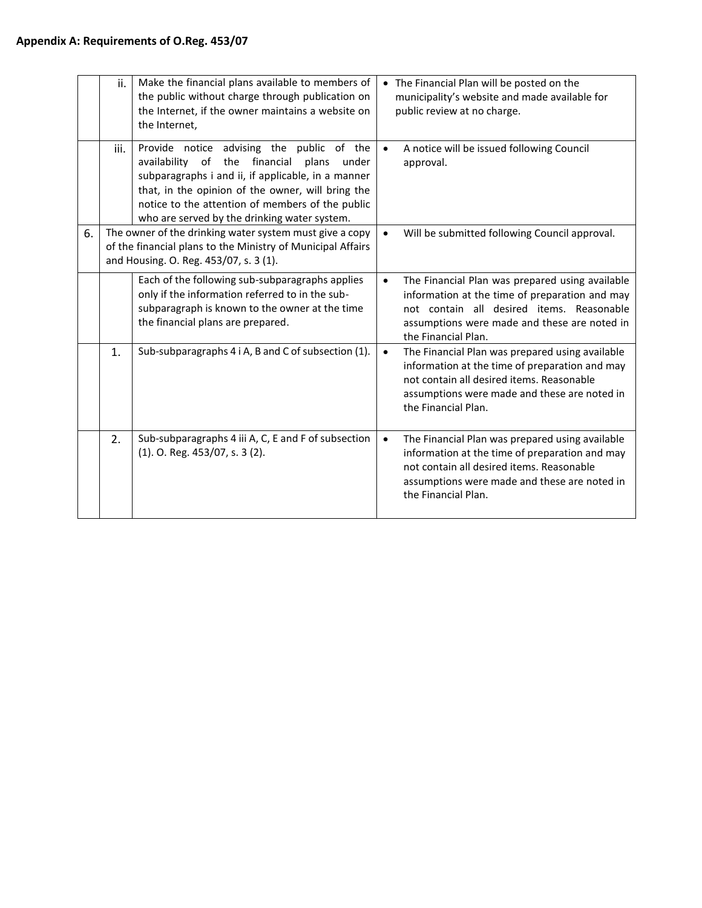**Appendix A: Requirements of O.Reg. 453/07**

| | | | |
|---|---|---|---|
| | ii. | Make the financial plans available to members of the public without charge through publication on the Internet, if the owner maintains a website on the Internet, | • The Financial Plan will be posted on the municipality's website and made available for public review at no charge. |
| | iii. | Provide notice advising the public of the availability of the financial plans under subparagraphs i and ii, if applicable, in a manner that, in the opinion of the owner, will bring the notice to the attention of members of the public who are served by the drinking water system. | • A notice will be issued following Council approval. |
| 6. | The owner of the drinking water system must give a copy of the financial plans to the Ministry of Municipal Affairs and Housing. O. Reg. 453/07, s. 3 (1). | | • Will be submitted following Council approval. |
| | | Each of the following sub-subparagraphs applies only if the information referred to in the sub-subparagraph is known to the owner at the time the financial plans are prepared. | • The Financial Plan was prepared using available information at the time of preparation and may not contain all desired items. Reasonable assumptions were made and these are noted in the Financial Plan. |
| | 1. | Sub-subparagraphs 4 i A, B and C of subsection (1). | • The Financial Plan was prepared using available information at the time of preparation and may not contain all desired items. Reasonable assumptions were made and these are noted in the Financial Plan. |
| | 2. | Sub-subparagraphs 4 iii A, C, E and F of subsection (1). O. Reg. 453/07, s. 3 (2). | • The Financial Plan was prepared using available information at the time of preparation and may not contain all desired items. Reasonable assumptions were made and these are noted in the Financial Plan. |